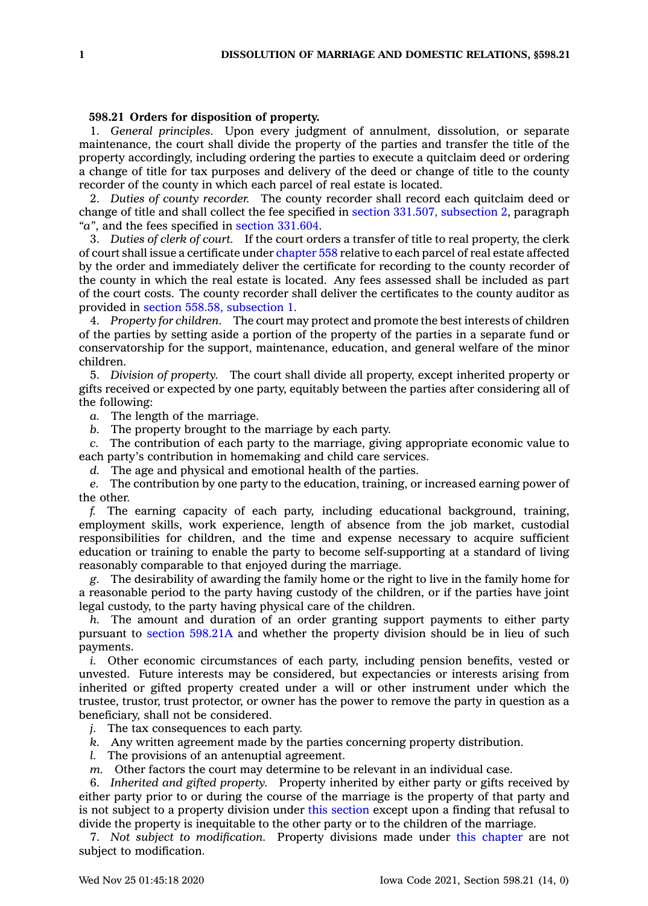**598.21 Orders for disposition of property.**

1. *General principles.* Upon every judgment of annulment, dissolution, or separate maintenance, the court shall divide the property of the parties and transfer the title of the property accordingly, including ordering the parties to execute a quitclaim deed or ordering a change of title for tax purposes and delivery of the deed or change of title to the county recorder of the county in which each parcel of real estate is located.

2. *Duties of county recorder.* The county recorder shall record each quitclaim deed or change of title and shall collect the fee specified in section 331.507, subsection 2, paragraph *"a"*, and the fees specified in section 331.604.

3. *Duties of clerk of court.* If the court orders a transfer of title to real property, the clerk of court shall issue a certificate under chapter 558 relative to each parcel of real estate affected by the order and immediately deliver the certificate for recording to the county recorder of the county in which the real estate is located. Any fees assessed shall be included as part of the court costs. The county recorder shall deliver the certificates to the county auditor as provided in section 558.58, subsection 1.

4. *Property for children.* The court may protect and promote the best interests of children of the parties by setting aside a portion of the property of the parties in a separate fund or conservatorship for the support, maintenance, education, and general welfare of the minor children.

5. *Division of property.* The court shall divide all property, except inherited property or gifts received or expected by one party, equitably between the parties after considering all of the following:

*a.* The length of the marriage.

*b.* The property brought to the marriage by each party.

*c.* The contribution of each party to the marriage, giving appropriate economic value to each party's contribution in homemaking and child care services.

*d.* The age and physical and emotional health of the parties.

*e.* The contribution by one party to the education, training, or increased earning power of the other.

*f.* The earning capacity of each party, including educational background, training, employment skills, work experience, length of absence from the job market, custodial responsibilities for children, and the time and expense necessary to acquire sufficient education or training to enable the party to become self-supporting at a standard of living reasonably comparable to that enjoyed during the marriage.

*g.* The desirability of awarding the family home or the right to live in the family home for a reasonable period to the party having custody of the children, or if the parties have joint legal custody, to the party having physical care of the children.

*h.* The amount and duration of an order granting support payments to either party pursuant to section 598.21A and whether the property division should be in lieu of such payments.

*i.* Other economic circumstances of each party, including pension benefits, vested or unvested. Future interests may be considered, but expectancies or interests arising from inherited or gifted property created under a will or other instrument under which the trustee, trustor, trust protector, or owner has the power to remove the party in question as a beneficiary, shall not be considered.

*j.* The tax consequences to each party.

*k.* Any written agreement made by the parties concerning property distribution.

*l.* The provisions of an antenuptial agreement.

*m.* Other factors the court may determine to be relevant in an individual case.

6. *Inherited and gifted property.* Property inherited by either party or gifts received by either party prior to or during the course of the marriage is the property of that party and is not subject to a property division under this section except upon a finding that refusal to divide the property is inequitable to the other party or to the children of the marriage.

7. *Not subject to modification.* Property divisions made under this chapter are not subject to modification.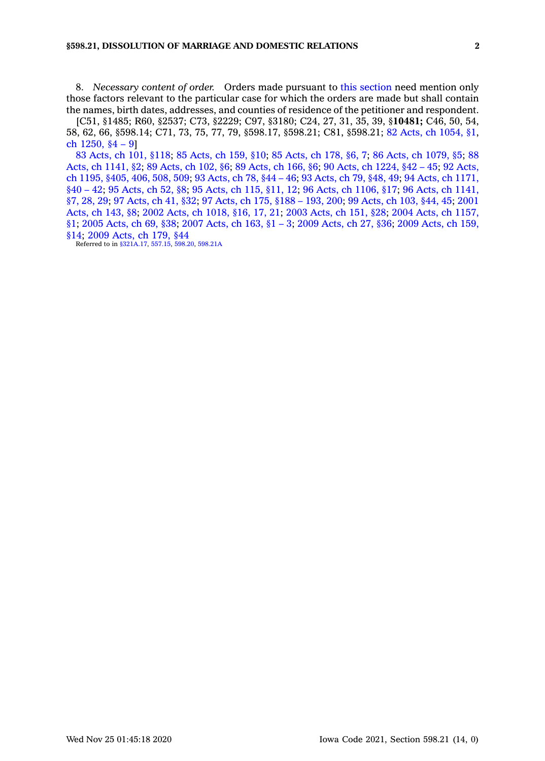8. *Necessary content of order.* Orders made pursuant to this section need mention only those factors relevant to the particular case for which the orders are made but shall contain the names, birth dates, addresses, and counties of residence of the petitioner and respondent.

[C51, §1485; R60, §2537; C73, §2229; C97, §3180; C24, 27, 31, 35, 39, §**10481;** C46, 50, 54, 58, 62, 66, §598.14; C71, 73, 75, 77, 79, §598.17, §598.21; C81, §598.21; 82 Acts, ch 1054, §1, ch 1250, §4 – 9]

83 Acts, ch 101, §118; 85 Acts, ch 159, §10; 85 Acts, ch 178, §6, 7; 86 Acts, ch 1079, §5; 88 Acts, ch 1141, §2; 89 Acts, ch 102, §6; 89 Acts, ch 166, §6; 90 Acts, ch 1224, §42 – 45; 92 Acts, ch 1195, §405, 406, 508, 509; 93 Acts, ch 78, §44 – 46; 93 Acts, ch 79, §48, 49; 94 Acts, ch 1171, §40 – 42; 95 Acts, ch 52, §8; 95 Acts, ch 115, §11, 12; 96 Acts, ch 1106, §17; 96 Acts, ch 1141, §7, 28, 29; 97 Acts, ch 41, §32; 97 Acts, ch 175, §188 – 193, 200; 99 Acts, ch 103, §44, 45; 2001 Acts, ch 143, §8; 2002 Acts, ch 1018, §16, 17, 21; 2003 Acts, ch 151, §28; 2004 Acts, ch 1157, §1; 2005 Acts, ch 69, §38; 2007 Acts, ch 163, §1 – 3; 2009 Acts, ch 27, §36; 2009 Acts, ch 159, §14; 2009 Acts, ch 179, §44

Referred to in §321A.17, 557.15, 598.20, 598.21A